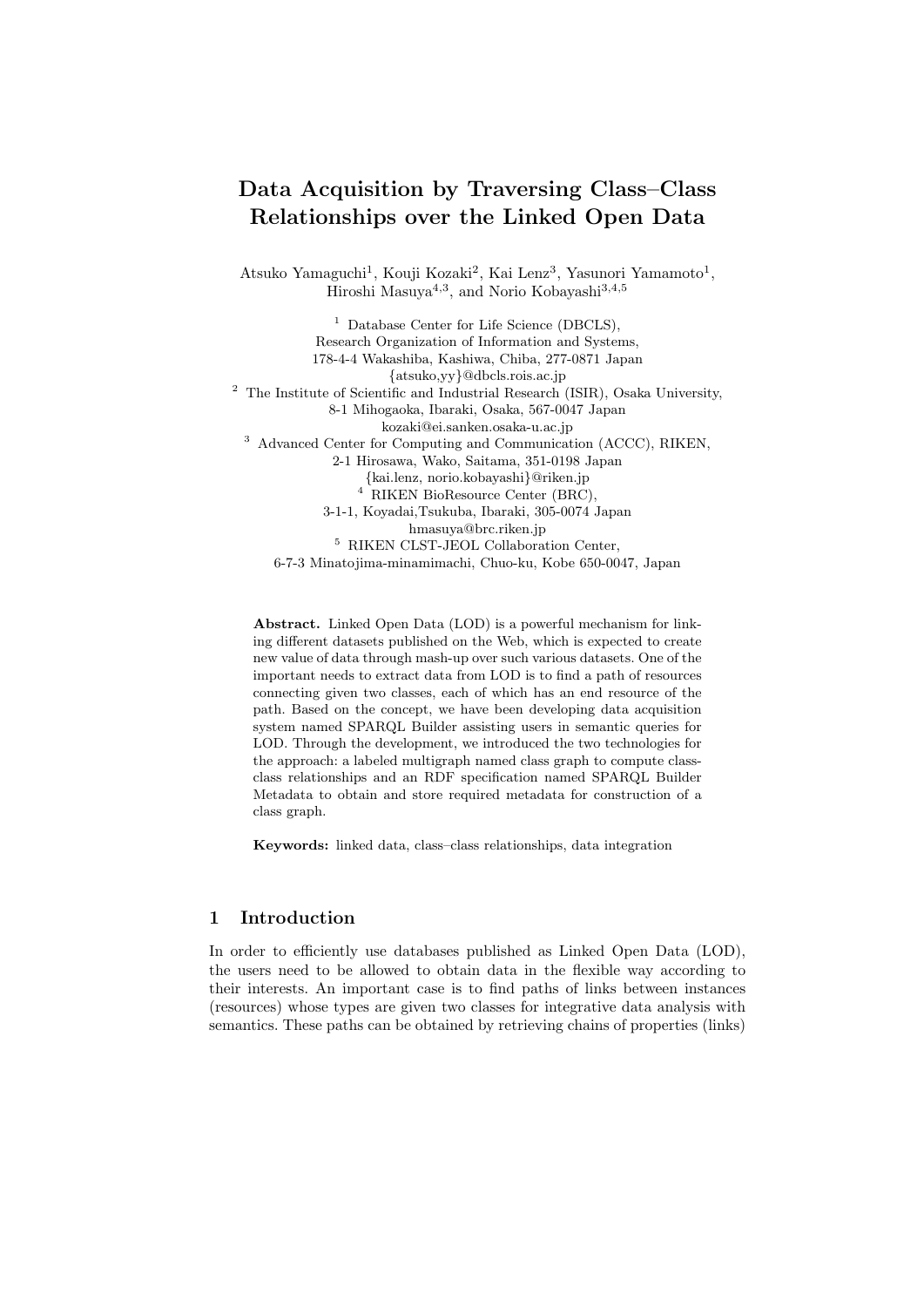# Data Acquisition by Traversing Class–Class Relationships over the Linked Open Data

Atsuko Yamaguchi[1], Kouji Kozaki[2], Kai Lenz[3], Yasunori Yamamoto[1], Hiroshi Masuya[4,3], and Norio Kobayashi[3,4,5]

[1] Database Center for Life Science (DBCLS), Research Organization of Information and Systems, 178-4-4 Wakashiba, Kashiwa, Chiba, 277-0871 Japan
{atsuko,yy}@dbcls.rois.ac.jp

[2] The Institute of Scientific and Industrial Research (ISIR), Osaka University, 8-1 Mihogaoka, Ibaraki, Osaka, 567-0047 Japan
kozaki@ei.sanken.osaka-u.ac.jp

[3] Advanced Center for Computing and Communication (ACCC), RIKEN, 2-1 Hirosawa, Wako, Saitama, 351-0198 Japan
{kai.lenz, norio.kobayashi}@riken.jp

[4] RIKEN BioResource Center (BRC), 3-1-1, Koyadai,Tsukuba, Ibaraki, 305-0074 Japan
hmasuya@brc.riken.jp

[5] RIKEN CLST-JEOL Collaboration Center, 6-7-3 Minatojima-minamimachi, Chuo-ku, Kobe 650-0047, Japan

**Abstract.** Linked Open Data (LOD) is a powerful mechanism for linking different datasets published on the Web, which is expected to create new value of data through mash-up over such various datasets. One of the important needs to extract data from LOD is to find a path of resources connecting given two classes, each of which has an end resource of the path. Based on the concept, we have been developing data acquisition system named SPARQL Builder assisting users in semantic queries for LOD. Through the development, we introduced the two technologies for the approach: a labeled multigraph named class graph to compute class-class relationships and an RDF specification named SPARQL Builder Metadata to obtain and store required metadata for construction of a class graph.

**Keywords:** linked data, class–class relationships, data integration

## 1 Introduction

In order to efficiently use databases published as Linked Open Data (LOD), the users need to be allowed to obtain data in the flexible way according to their interests. An important case is to find paths of links between instances (resources) whose types are given two classes for integrative data analysis with semantics. These paths can be obtained by retrieving chains of properties (links)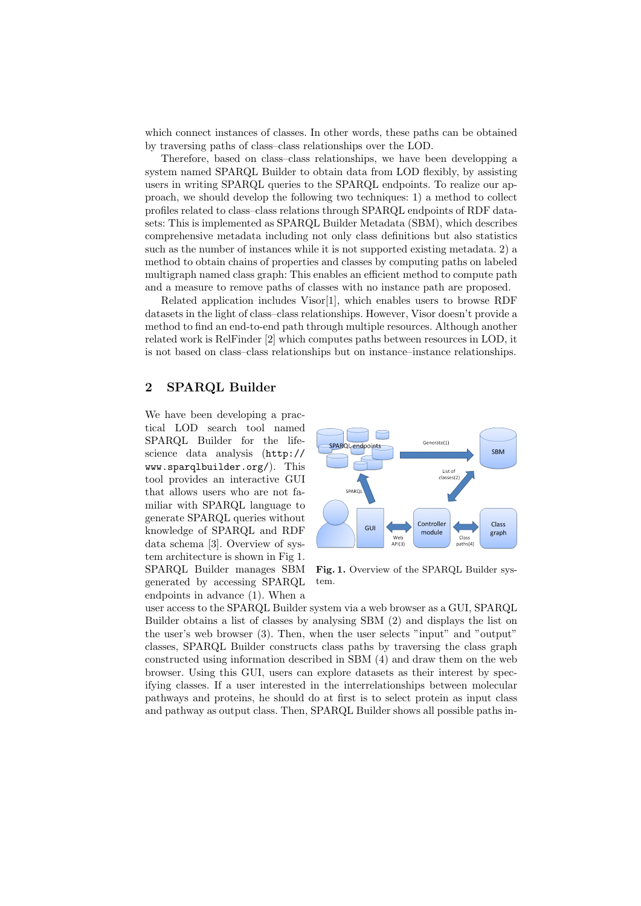which connect instances of classes. In other words, these paths can be obtained by traversing paths of class–class relationships over the LOD.

Therefore, based on class–class relationships, we have been developping a system named SPARQL Builder to obtain data from LOD flexibly, by assisting users in writing SPARQL queries to the SPARQL endpoints. To realize our approach, we should develop the following two techniques: 1) a method to collect profiles related to class–class relations through SPARQL endpoints of RDF datasets: This is implemented as SPARQL Builder Metadata (SBM), which describes comprehensive metadata including not only class definitions but also statistics such as the number of instances while it is not supported existing metadata. 2) a method to obtain chains of properties and classes by computing paths on labeled multigraph named class graph: This enables an efficient method to compute path and a measure to remove paths of classes with no instance path are proposed.

Related application includes Visor[1], which enables users to browse RDF datasets in the light of class–class relationships. However, Visor doesn't provide a method to find an end-to-end path through multiple resources. Although another related work is RelFinder [2] which computes paths between resources in LOD, it is not based on class–class relationships but on instance–instance relationships.

## 2 SPARQL Builder

We have been developing a practical LOD search tool named SPARQL Builder for the life-science data analysis (`http://www.sparqlbuilder.org/`). This tool provides an interactive GUI that allows users who are not familiar with SPARQL language to generate SPARQL queries without knowledge of SPARQL and RDF data schema [3]. Overview of system architecture is shown in Fig 1. SPARQL Builder manages SBM generated by accessing SPARQL endpoints in advance (1). When a user access to the SPARQL Builder system via a web browser as a GUI, SPARQL Builder obtains a list of classes by analysing SBM (2) and displays the list on the user's web browser (3). Then, when the user selects "input" and "output" classes, SPARQL Builder constructs class paths by traversing the class graph constructed using information described in SBM (4) and draw them on the web browser. Using this GUI, users can explore datasets as their interest by specifying classes. If a user interested in the interrelationships between molecular pathways and proteins, he should do at first is to select protein as input class and pathway as output class. Then, SPARQL Builder shows all possible paths in-

**Fig. 1.** Overview of the SPARQL Builder system.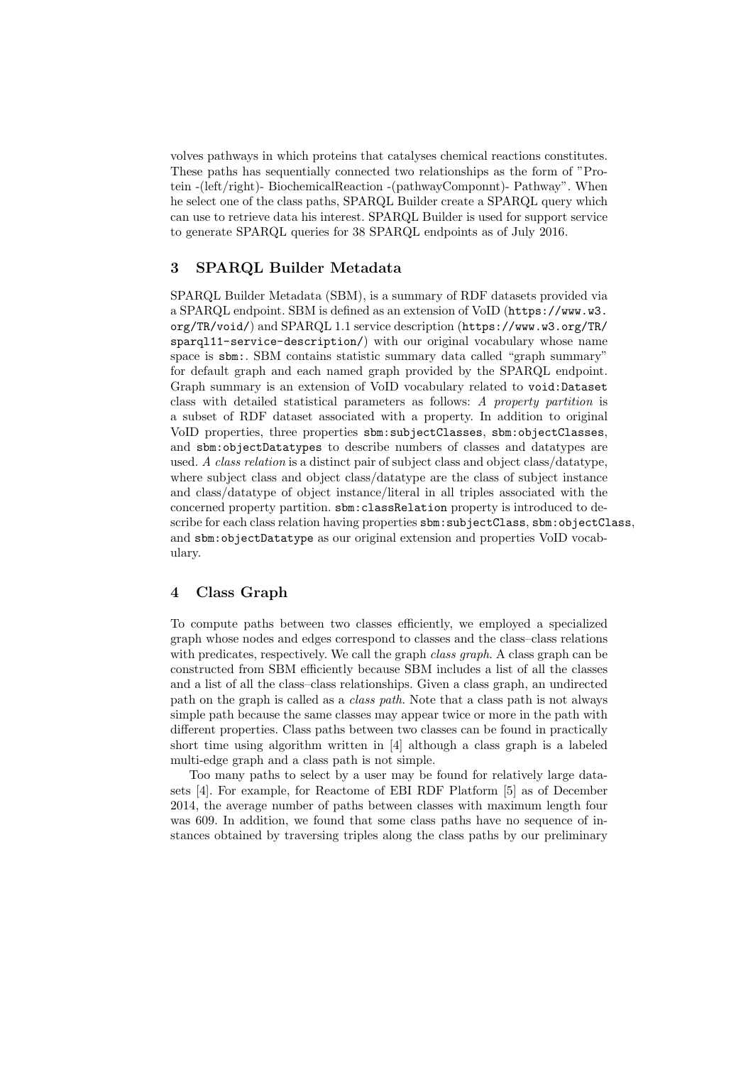volves pathways in which proteins that catalyses chemical reactions constitutes. These paths has sequentially connected two relationships as the form of "Protein -(left/right)- BiochemicalReaction -(pathwayComponnt)- Pathway". When he select one of the class paths, SPARQL Builder create a SPARQL query which can use to retrieve data his interest. SPARQL Builder is used for support service to generate SPARQL queries for 38 SPARQL endpoints as of July 2016.

## 3 SPARQL Builder Metadata

SPARQL Builder Metadata (SBM), is a summary of RDF datasets provided via a SPARQL endpoint. SBM is defined as an extension of VoID (`https://www.w3.org/TR/void/`) and SPARQL 1.1 service description (`https://www.w3.org/TR/sparql11-service-description/`) with our original vocabulary whose name space is `sbm:`. SBM contains statistic summary data called "graph summary" for default graph and each named graph provided by the SPARQL endpoint. Graph summary is an extension of VoID vocabulary related to `void:Dataset` class with detailed statistical parameters as follows: *A property partition* is a subset of RDF dataset associated with a property. In addition to original VoID properties, three properties `sbm:subjectClasses`, `sbm:objectClasses`, and `sbm:objectDatatypes` to describe numbers of classes and datatypes are used. *A class relation* is a distinct pair of subject class and object class/datatype, where subject class and object class/datatype are the class of subject instance and class/datatype of object instance/literal in all triples associated with the concerned property partition. `sbm:classRelation` property is introduced to describe for each class relation having properties `sbm:subjectClass`, `sbm:objectClass`, and `sbm:objectDatatype` as our original extension and properties VoID vocabulary.

## 4 Class Graph

To compute paths between two classes efficiently, we employed a specialized graph whose nodes and edges correspond to classes and the class–class relations with predicates, respectively. We call the graph *class graph*. A class graph can be constructed from SBM efficiently because SBM includes a list of all the classes and a list of all the class–class relationships. Given a class graph, an undirected path on the graph is called as a *class path*. Note that a class path is not always simple path because the same classes may appear twice or more in the path with different properties. Class paths between two classes can be found in practically short time using algorithm written in [4] although a class graph is a labeled multi-edge graph and a class path is not simple.

Too many paths to select by a user may be found for relatively large datasets [4]. For example, for Reactome of EBI RDF Platform [5] as of December 2014, the average number of paths between classes with maximum length four was 609. In addition, we found that some class paths have no sequence of instances obtained by traversing triples along the class paths by our preliminary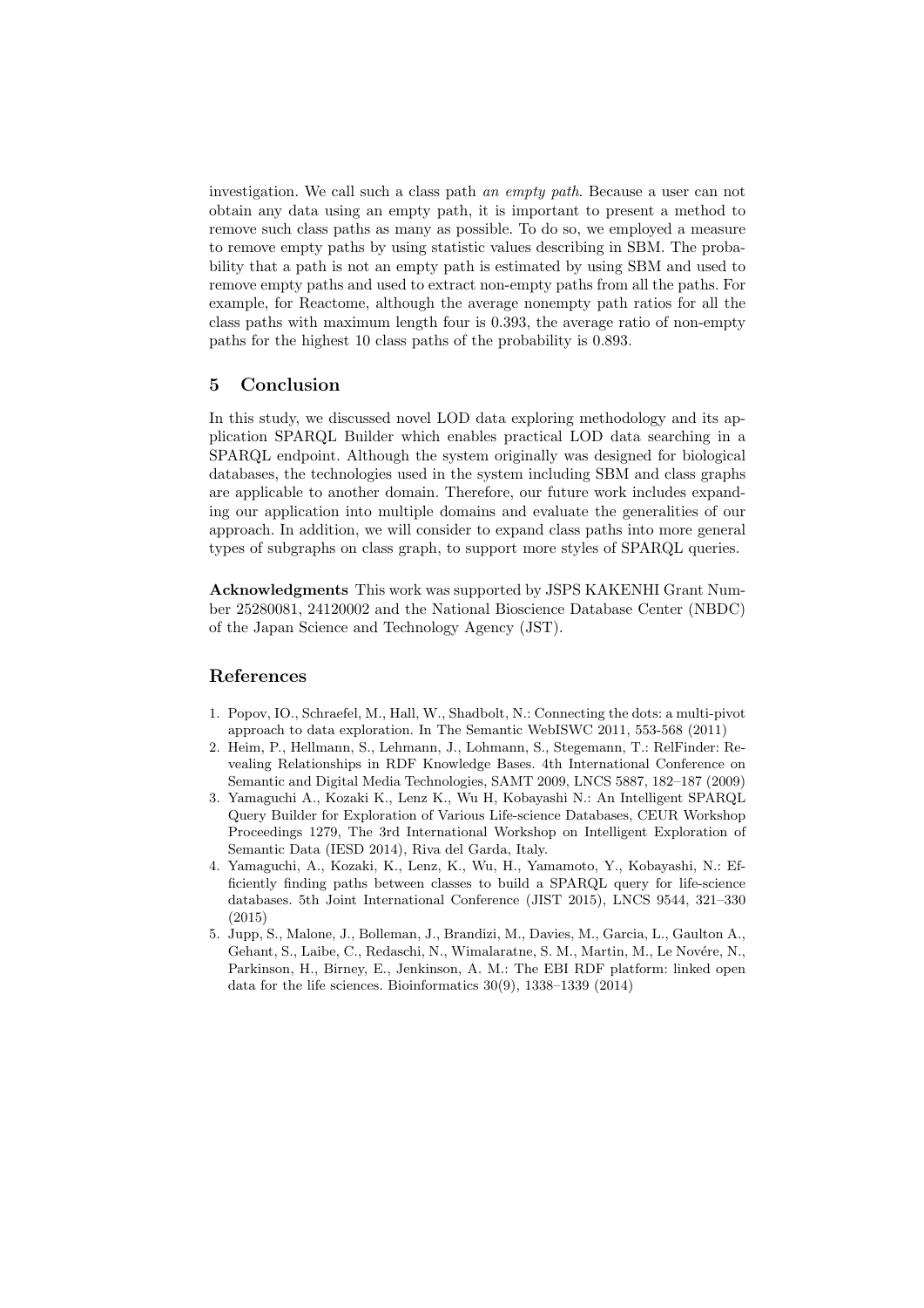investigation. We call such a class path *an empty path*. Because a user can not obtain any data using an empty path, it is important to present a method to remove such class paths as many as possible. To do so, we employed a measure to remove empty paths by using statistic values describing in SBM. The probability that a path is not an empty path is estimated by using SBM and used to remove empty paths and used to extract non-empty paths from all the paths. For example, for Reactome, although the average nonempty path ratios for all the class paths with maximum length four is 0.393, the average ratio of non-empty paths for the highest 10 class paths of the probability is 0.893.

## 5 Conclusion

In this study, we discussed novel LOD data exploring methodology and its application SPARQL Builder which enables practical LOD data searching in a SPARQL endpoint. Although the system originally was designed for biological databases, the technologies used in the system including SBM and class graphs are applicable to another domain. Therefore, our future work includes expanding our application into multiple domains and evaluate the generalities of our approach. In addition, we will consider to expand class paths into more general types of subgraphs on class graph, to support more styles of SPARQL queries.

**Acknowledgments** This work was supported by JSPS KAKENHI Grant Number 25280081, 24120002 and the National Bioscience Database Center (NBDC) of the Japan Science and Technology Agency (JST).

## References

1. Popov, IO., Schraefel, M., Hall, W., Shadbolt, N.: Connecting the dots: a multi-pivot approach to data exploration. In The Semantic WebISWC 2011, 553-568 (2011)
2. Heim, P., Hellmann, S., Lehmann, J., Lohmann, S., Stegemann, T.: RelFinder: Revealing Relationships in RDF Knowledge Bases. 4th International Conference on Semantic and Digital Media Technologies, SAMT 2009, LNCS 5887, 182–187 (2009)
3. Yamaguchi A., Kozaki K., Lenz K., Wu H, Kobayashi N.: An Intelligent SPARQL Query Builder for Exploration of Various Life-science Databases, CEUR Workshop Proceedings 1279, The 3rd International Workshop on Intelligent Exploration of Semantic Data (IESD 2014), Riva del Garda, Italy.
4. Yamaguchi, A., Kozaki, K., Lenz, K., Wu, H., Yamamoto, Y., Kobayashi, N.: Efficiently finding paths between classes to build a SPARQL query for life-science databases. 5th Joint International Conference (JIST 2015), LNCS 9544, 321–330 (2015)
5. Jupp, S., Malone, J., Bolleman, J., Brandizi, M., Davies, M., Garcia, L., Gaulton A., Gehant, S., Laibe, C., Redaschi, N., Wimalaratne, S. M., Martin, M., Le Novére, N., Parkinson, H., Birney, E., Jenkinson, A. M.: The EBI RDF platform: linked open data for the life sciences. Bioinformatics 30(9), 1338–1339 (2014)